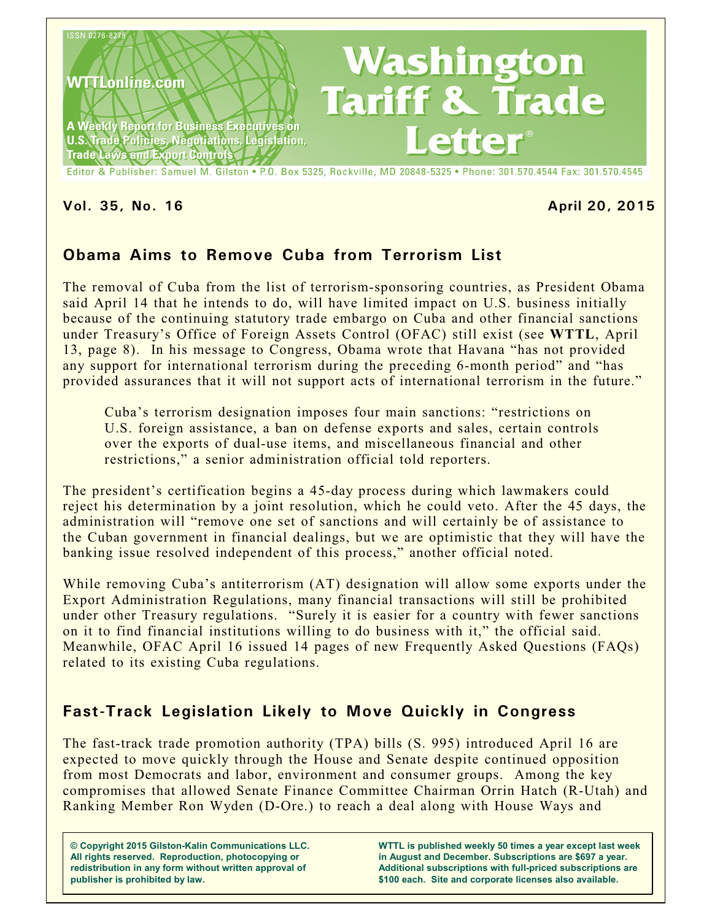ISSN 0276-8275

WTTLonline.com

A Weekly Report for Business Executives on U.S. Trade Policies, Negotiations, Legislation, Trade Laws and Export Controls

# Washington Tariff & Trade Letter®

Editor & Publisher: Samuel M. Gilston • P.O. Box 5325, Rockville, MD 20848-5325 • Phone: 301.570.4544 Fax: 301.570.4545

**Vol. 35, No. 16** **April 20, 2015**

## Obama Aims to Remove Cuba from Terrorism List

The removal of Cuba from the list of terrorism-sponsoring countries, as President Obama said April 14 that he intends to do, will have limited impact on U.S. business initially because of the continuing statutory trade embargo on Cuba and other financial sanctions under Treasury's Office of Foreign Assets Control (OFAC) still exist (see **WTTL**, April 13, page 8). In his message to Congress, Obama wrote that Havana "has not provided any support for international terrorism during the preceding 6-month period" and "has provided assurances that it will not support acts of international terrorism in the future."

> Cuba's terrorism designation imposes four main sanctions: "restrictions on U.S. foreign assistance, a ban on defense exports and sales, certain controls over the exports of dual-use items, and miscellaneous financial and other restrictions," a senior administration official told reporters.

The president's certification begins a 45-day process during which lawmakers could reject his determination by a joint resolution, which he could veto. After the 45 days, the administration will "remove one set of sanctions and will certainly be of assistance to the Cuban government in financial dealings, but we are optimistic that they will have the banking issue resolved independent of this process," another official noted.

While removing Cuba's antiterrorism (AT) designation will allow some exports under the Export Administration Regulations, many financial transactions will still be prohibited under other Treasury regulations. "Surely it is easier for a country with fewer sanctions on it to find financial institutions willing to do business with it," the official said. Meanwhile, OFAC April 16 issued 14 pages of new Frequently Asked Questions (FAQs) related to its existing Cuba regulations.

## Fast-Track Legislation Likely to Move Quickly in Congress

The fast-track trade promotion authority (TPA) bills (S. 995) introduced April 16 are expected to move quickly through the House and Senate despite continued opposition from most Democrats and labor, environment and consumer groups. Among the key compromises that allowed Senate Finance Committee Chairman Orrin Hatch (R-Utah) and Ranking Member Ron Wyden (D-Ore.) to reach a deal along with House Ways and

**© Copyright 2015 Gilston-Kalin Communications LLC. All rights reserved. Reproduction, photocopying or redistribution in any form without written approval of publisher is prohibited by law.**

**WTTL is published weekly 50 times a year except last week in August and December. Subscriptions are $697 a year. Additional subscriptions with full-priced subscriptions are $100 each. Site and corporate licenses also available.**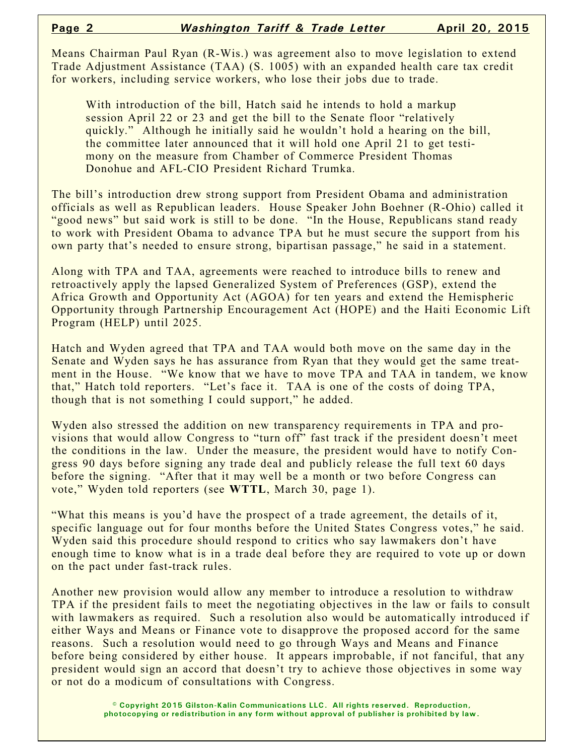Means Chairman Paul Ryan (R-Wis.) was agreement also to move legislation to extend Trade Adjustment Assistance (TAA) (S. 1005) with an expanded health care tax credit for workers, including service workers, who lose their jobs due to trade.

> With introduction of the bill, Hatch said he intends to hold a markup session April 22 or 23 and get the bill to the Senate floor "relatively quickly." Although he initially said he wouldn't hold a hearing on the bill, the committee later announced that it will hold one April 21 to get testimony on the measure from Chamber of Commerce President Thomas Donohue and AFL-CIO President Richard Trumka.

The bill's introduction drew strong support from President Obama and administration officials as well as Republican leaders. House Speaker John Boehner (R-Ohio) called it "good news" but said work is still to be done. "In the House, Republicans stand ready to work with President Obama to advance TPA but he must secure the support from his own party that's needed to ensure strong, bipartisan passage," he said in a statement.

Along with TPA and TAA, agreements were reached to introduce bills to renew and retroactively apply the lapsed Generalized System of Preferences (GSP), extend the Africa Growth and Opportunity Act (AGOA) for ten years and extend the Hemispheric Opportunity through Partnership Encouragement Act (HOPE) and the Haiti Economic Lift Program (HELP) until 2025.

Hatch and Wyden agreed that TPA and TAA would both move on the same day in the Senate and Wyden says he has assurance from Ryan that they would get the same treatment in the House. "We know that we have to move TPA and TAA in tandem, we know that," Hatch told reporters. "Let's face it. TAA is one of the costs of doing TPA, though that is not something I could support," he added.

Wyden also stressed the addition on new transparency requirements in TPA and provisions that would allow Congress to "turn off" fast track if the president doesn't meet the conditions in the law. Under the measure, the president would have to notify Congress 90 days before signing any trade deal and publicly release the full text 60 days before the signing. "After that it may well be a month or two before Congress can vote," Wyden told reporters (see **WTTL**, March 30, page 1).

"What this means is you'd have the prospect of a trade agreement, the details of it, specific language out for four months before the United States Congress votes," he said. Wyden said this procedure should respond to critics who say lawmakers don't have enough time to know what is in a trade deal before they are required to vote up or down on the pact under fast-track rules.

Another new provision would allow any member to introduce a resolution to withdraw TPA if the president fails to meet the negotiating objectives in the law or fails to consult with lawmakers as required. Such a resolution also would be automatically introduced if either Ways and Means or Finance vote to disapprove the proposed accord for the same reasons. Such a resolution would need to go through Ways and Means and Finance before being considered by either house. It appears improbable, if not fanciful, that any president would sign an accord that doesn't try to achieve those objectives in some way or not do a modicum of consultations with Congress.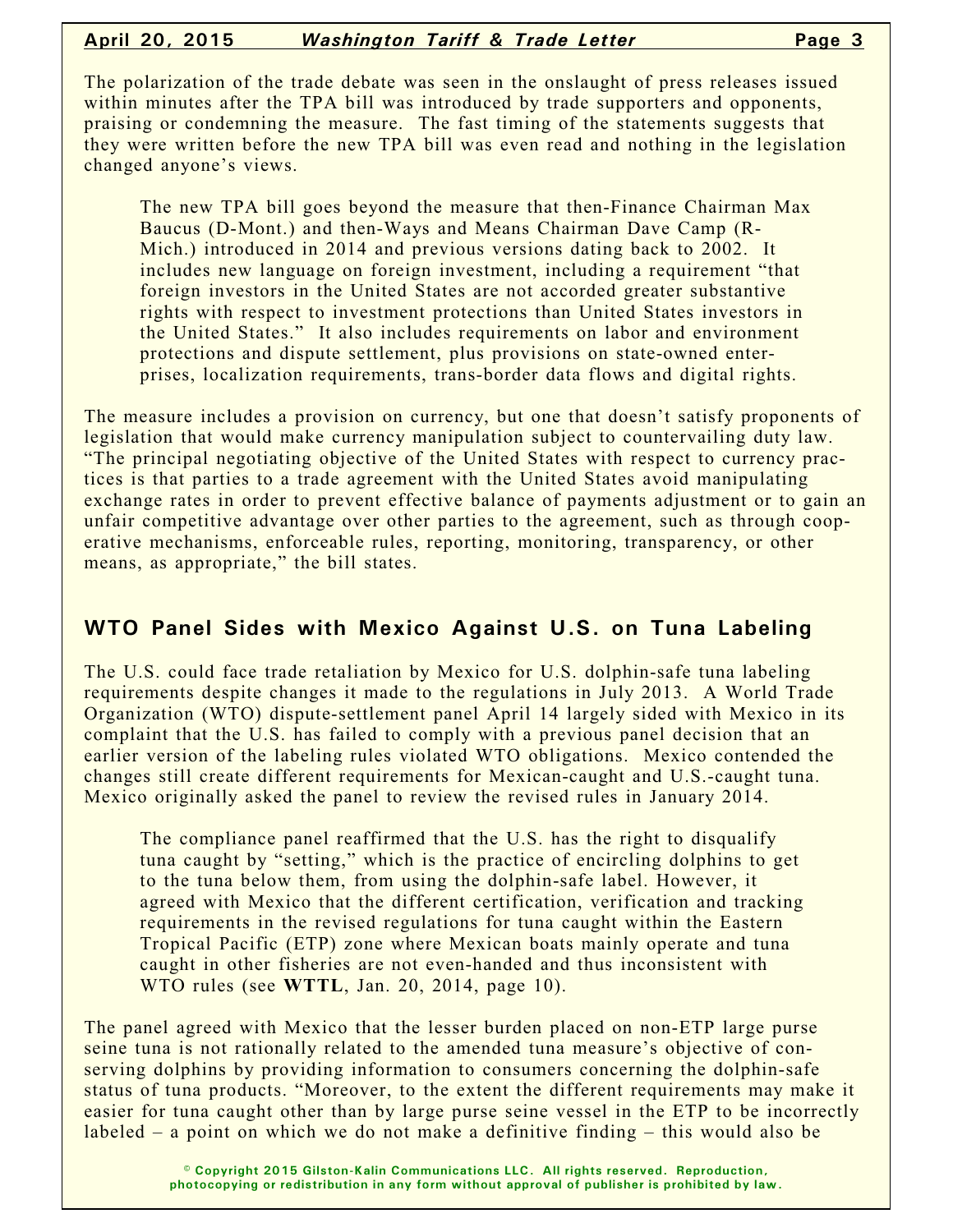The polarization of the trade debate was seen in the onslaught of press releases issued within minutes after the TPA bill was introduced by trade supporters and opponents, praising or condemning the measure. The fast timing of the statements suggests that they were written before the new TPA bill was even read and nothing in the legislation changed anyone's views.

> The new TPA bill goes beyond the measure that then-Finance Chairman Max Baucus (D-Mont.) and then-Ways and Means Chairman Dave Camp (R-Mich.) introduced in 2014 and previous versions dating back to 2002. It includes new language on foreign investment, including a requirement "that foreign investors in the United States are not accorded greater substantive rights with respect to investment protections than United States investors in the United States." It also includes requirements on labor and environment protections and dispute settlement, plus provisions on state-owned enterprises, localization requirements, trans-border data flows and digital rights.

The measure includes a provision on currency, but one that doesn't satisfy proponents of legislation that would make currency manipulation subject to countervailing duty law. "The principal negotiating objective of the United States with respect to currency practices is that parties to a trade agreement with the United States avoid manipulating exchange rates in order to prevent effective balance of payments adjustment or to gain an unfair competitive advantage over other parties to the agreement, such as through cooperative mechanisms, enforceable rules, reporting, monitoring, transparency, or other means, as appropriate," the bill states.

## WTO Panel Sides with Mexico Against U.S. on Tuna Labeling

The U.S. could face trade retaliation by Mexico for U.S. dolphin-safe tuna labeling requirements despite changes it made to the regulations in July 2013. A World Trade Organization (WTO) dispute-settlement panel April 14 largely sided with Mexico in its complaint that the U.S. has failed to comply with a previous panel decision that an earlier version of the labeling rules violated WTO obligations. Mexico contended the changes still create different requirements for Mexican-caught and U.S.-caught tuna. Mexico originally asked the panel to review the revised rules in January 2014.

> The compliance panel reaffirmed that the U.S. has the right to disqualify tuna caught by "setting," which is the practice of encircling dolphins to get to the tuna below them, from using the dolphin-safe label. However, it agreed with Mexico that the different certification, verification and tracking requirements in the revised regulations for tuna caught within the Eastern Tropical Pacific (ETP) zone where Mexican boats mainly operate and tuna caught in other fisheries are not even-handed and thus inconsistent with WTO rules (see **WTTL**, Jan. 20, 2014, page 10).

The panel agreed with Mexico that the lesser burden placed on non-ETP large purse seine tuna is not rationally related to the amended tuna measure's objective of conserving dolphins by providing information to consumers concerning the dolphin-safe status of tuna products. "Moreover, to the extent the different requirements may make it easier for tuna caught other than by large purse seine vessel in the ETP to be incorrectly labeled – a point on which we do not make a definitive finding – this would also be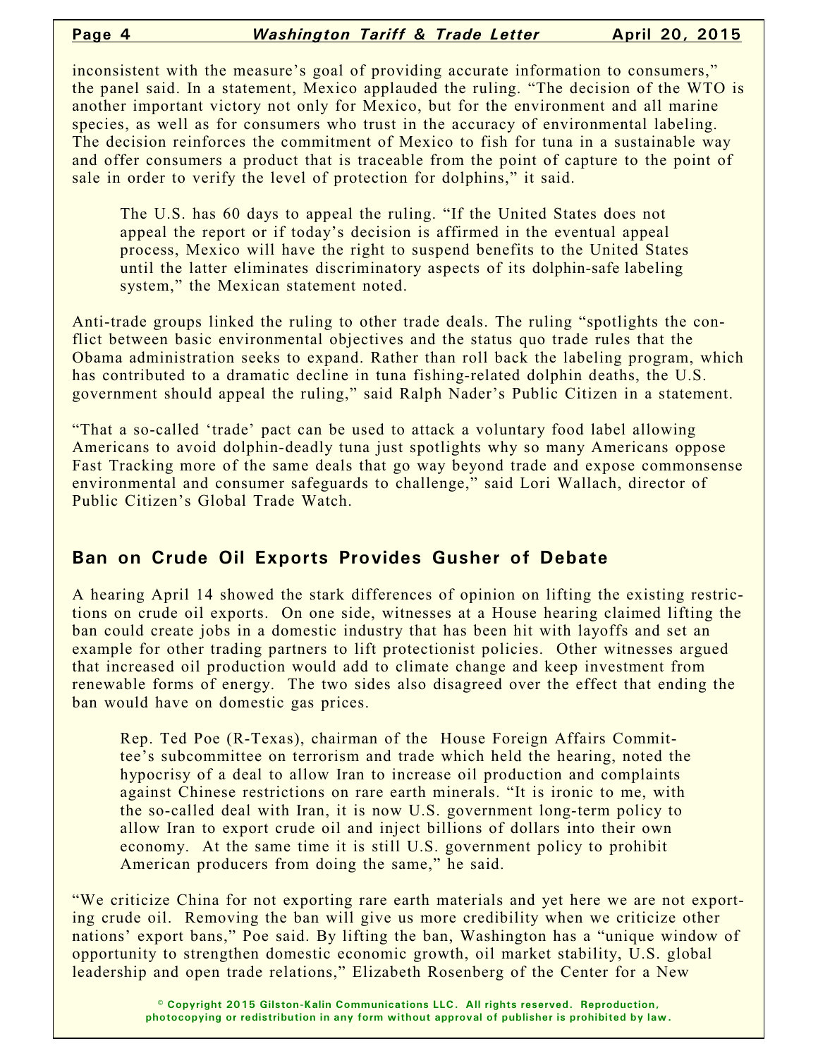inconsistent with the measure's goal of providing accurate information to consumers," the panel said. In a statement, Mexico applauded the ruling. "The decision of the WTO is another important victory not only for Mexico, but for the environment and all marine species, as well as for consumers who trust in the accuracy of environmental labeling. The decision reinforces the commitment of Mexico to fish for tuna in a sustainable way and offer consumers a product that is traceable from the point of capture to the point of sale in order to verify the level of protection for dolphins," it said.

The U.S. has 60 days to appeal the ruling. "If the United States does not appeal the report or if today's decision is affirmed in the eventual appeal process, Mexico will have the right to suspend benefits to the United States until the latter eliminates discriminatory aspects of its dolphin-safe labeling system," the Mexican statement noted.

Anti-trade groups linked the ruling to other trade deals. The ruling "spotlights the conflict between basic environmental objectives and the status quo trade rules that the Obama administration seeks to expand. Rather than roll back the labeling program, which has contributed to a dramatic decline in tuna fishing-related dolphin deaths, the U.S. government should appeal the ruling," said Ralph Nader's Public Citizen in a statement.

"That a so-called 'trade' pact can be used to attack a voluntary food label allowing Americans to avoid dolphin-deadly tuna just spotlights why so many Americans oppose Fast Tracking more of the same deals that go way beyond trade and expose commonsense environmental and consumer safeguards to challenge," said Lori Wallach, director of Public Citizen's Global Trade Watch.

## Ban on Crude Oil Exports Provides Gusher of Debate

A hearing April 14 showed the stark differences of opinion on lifting the existing restrictions on crude oil exports. On one side, witnesses at a House hearing claimed lifting the ban could create jobs in a domestic industry that has been hit with layoffs and set an example for other trading partners to lift protectionist policies. Other witnesses argued that increased oil production would add to climate change and keep investment from renewable forms of energy. The two sides also disagreed over the effect that ending the ban would have on domestic gas prices.

Rep. Ted Poe (R-Texas), chairman of the House Foreign Affairs Committee's subcommittee on terrorism and trade which held the hearing, noted the hypocrisy of a deal to allow Iran to increase oil production and complaints against Chinese restrictions on rare earth minerals. "It is ironic to me, with the so-called deal with Iran, it is now U.S. government long-term policy to allow Iran to export crude oil and inject billions of dollars into their own economy. At the same time it is still U.S. government policy to prohibit American producers from doing the same," he said.

"We criticize China for not exporting rare earth materials and yet here we are not exporting crude oil. Removing the ban will give us more credibility when we criticize other nations' export bans," Poe said. By lifting the ban, Washington has a "unique window of opportunity to strengthen domestic economic growth, oil market stability, U.S. global leadership and open trade relations," Elizabeth Rosenberg of the Center for a New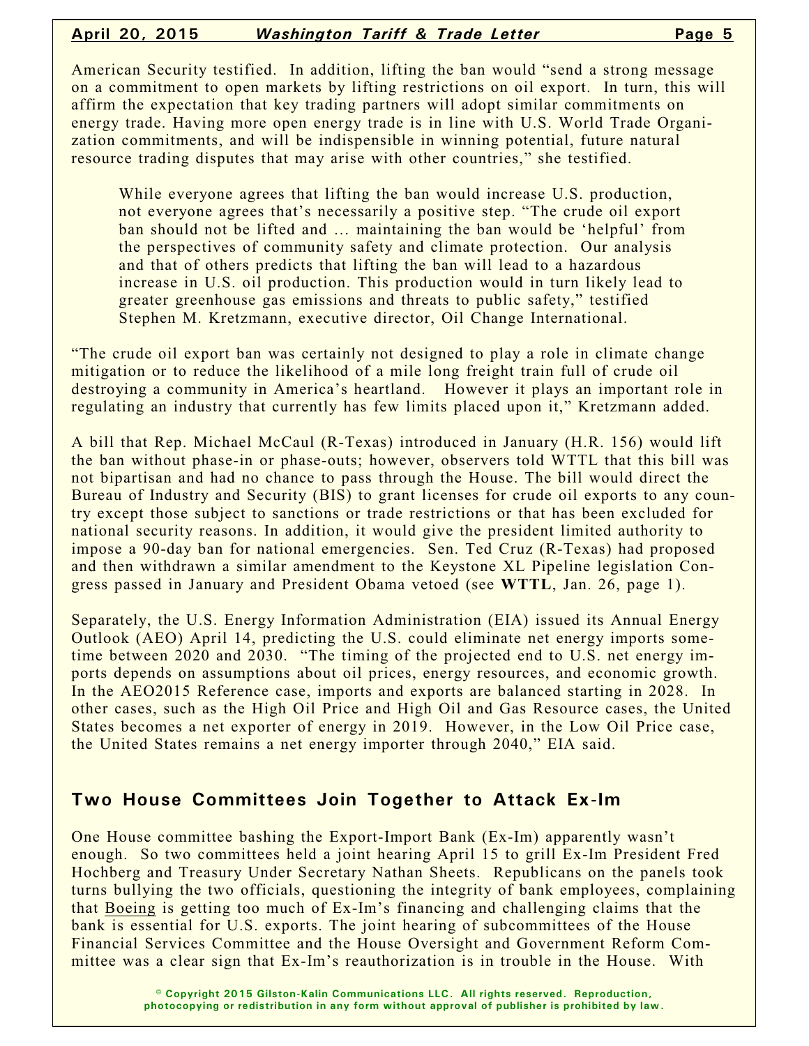American Security testified. In addition, lifting the ban would "send a strong message on a commitment to open markets by lifting restrictions on oil export. In turn, this will affirm the expectation that key trading partners will adopt similar commitments on energy trade. Having more open energy trade is in line with U.S. World Trade Organization commitments, and will be indispensible in winning potential, future natural resource trading disputes that may arise with other countries," she testified.

> While everyone agrees that lifting the ban would increase U.S. production, not everyone agrees that's necessarily a positive step. "The crude oil export ban should not be lifted and ... maintaining the ban would be 'helpful' from the perspectives of community safety and climate protection. Our analysis and that of others predicts that lifting the ban will lead to a hazardous increase in U.S. oil production. This production would in turn likely lead to greater greenhouse gas emissions and threats to public safety," testified Stephen M. Kretzmann, executive director, Oil Change International.

"The crude oil export ban was certainly not designed to play a role in climate change mitigation or to reduce the likelihood of a mile long freight train full of crude oil destroying a community in America's heartland. However it plays an important role in regulating an industry that currently has few limits placed upon it," Kretzmann added.

A bill that Rep. Michael McCaul (R-Texas) introduced in January (H.R. 156) would lift the ban without phase-in or phase-outs; however, observers told WTTL that this bill was not bipartisan and had no chance to pass through the House. The bill would direct the Bureau of Industry and Security (BIS) to grant licenses for crude oil exports to any country except those subject to sanctions or trade restrictions or that has been excluded for national security reasons. In addition, it would give the president limited authority to impose a 90-day ban for national emergencies. Sen. Ted Cruz (R-Texas) had proposed and then withdrawn a similar amendment to the Keystone XL Pipeline legislation Congress passed in January and President Obama vetoed (see **WTTL**, Jan. 26, page 1).

Separately, the U.S. Energy Information Administration (EIA) issued its Annual Energy Outlook (AEO) April 14, predicting the U.S. could eliminate net energy imports sometime between 2020 and 2030. "The timing of the projected end to U.S. net energy imports depends on assumptions about oil prices, energy resources, and economic growth. In the AEO2015 Reference case, imports and exports are balanced starting in 2028. In other cases, such as the High Oil Price and High Oil and Gas Resource cases, the United States becomes a net exporter of energy in 2019. However, in the Low Oil Price case, the United States remains a net energy importer through 2040," EIA said.

## Two House Committees Join Together to Attack Ex-Im

One House committee bashing the Export-Import Bank (Ex-Im) apparently wasn't enough. So two committees held a joint hearing April 15 to grill Ex-Im President Fred Hochberg and Treasury Under Secretary Nathan Sheets. Republicans on the panels took turns bullying the two officials, questioning the integrity of bank employees, complaining that Boeing is getting too much of Ex-Im's financing and challenging claims that the bank is essential for U.S. exports. The joint hearing of subcommittees of the House Financial Services Committee and the House Oversight and Government Reform Committee was a clear sign that Ex-Im's reauthorization is in trouble in the House. With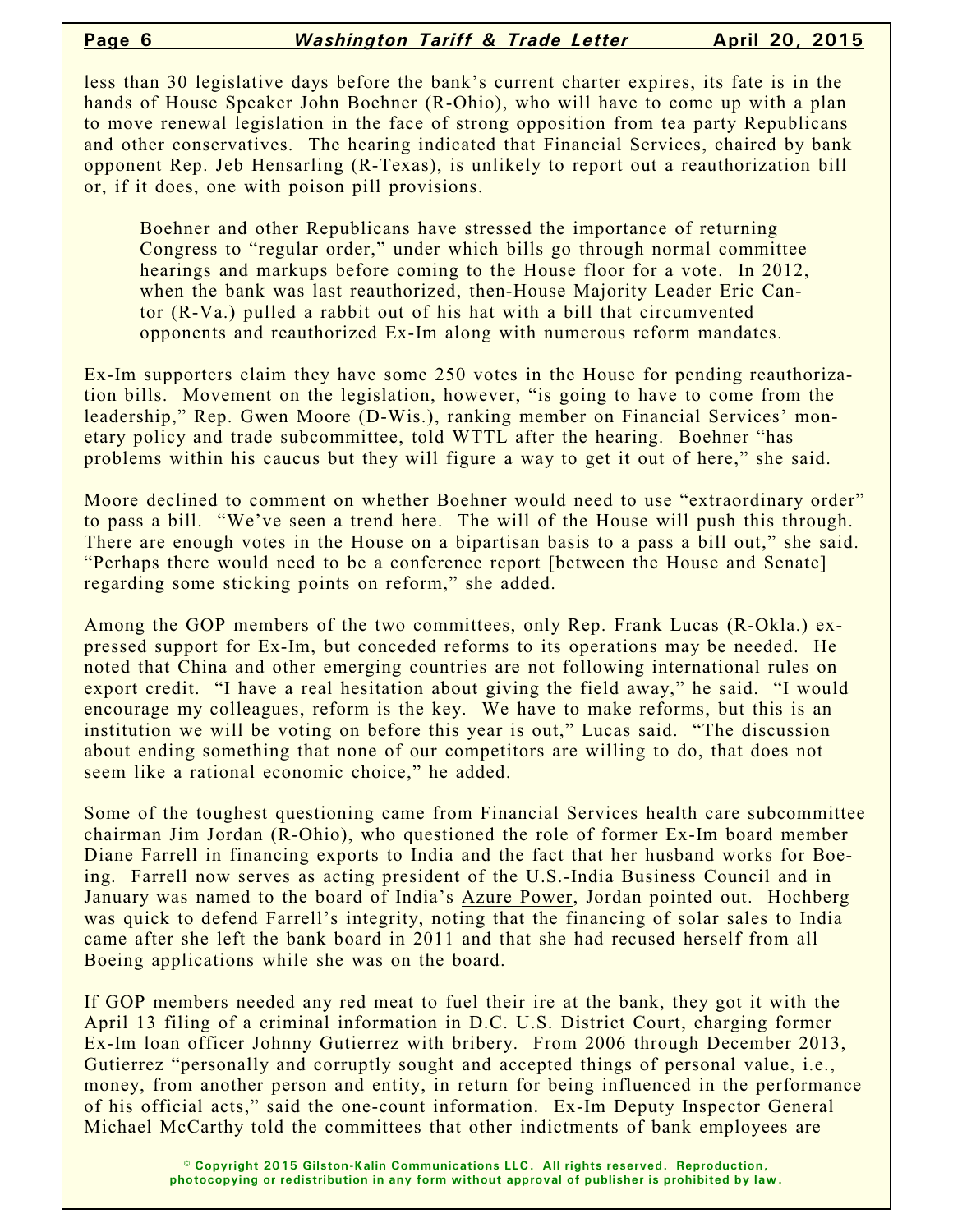less than 30 legislative days before the bank's current charter expires, its fate is in the hands of House Speaker John Boehner (R-Ohio), who will have to come up with a plan to move renewal legislation in the face of strong opposition from tea party Republicans and other conservatives. The hearing indicated that Financial Services, chaired by bank opponent Rep. Jeb Hensarling (R-Texas), is unlikely to report out a reauthorization bill or, if it does, one with poison pill provisions.

> Boehner and other Republicans have stressed the importance of returning Congress to "regular order," under which bills go through normal committee hearings and markups before coming to the House floor for a vote. In 2012, when the bank was last reauthorized, then-House Majority Leader Eric Cantor (R-Va.) pulled a rabbit out of his hat with a bill that circumvented opponents and reauthorized Ex-Im along with numerous reform mandates.

Ex-Im supporters claim they have some 250 votes in the House for pending reauthorization bills. Movement on the legislation, however, "is going to have to come from the leadership," Rep. Gwen Moore (D-Wis.), ranking member on Financial Services' monetary policy and trade subcommittee, told WTTL after the hearing. Boehner "has problems within his caucus but they will figure a way to get it out of here," she said.

Moore declined to comment on whether Boehner would need to use "extraordinary order" to pass a bill. "We've seen a trend here. The will of the House will push this through. There are enough votes in the House on a bipartisan basis to a pass a bill out," she said. "Perhaps there would need to be a conference report [between the House and Senate] regarding some sticking points on reform," she added.

Among the GOP members of the two committees, only Rep. Frank Lucas (R-Okla.) expressed support for Ex-Im, but conceded reforms to its operations may be needed. He noted that China and other emerging countries are not following international rules on export credit. "I have a real hesitation about giving the field away," he said. "I would encourage my colleagues, reform is the key. We have to make reforms, but this is an institution we will be voting on before this year is out," Lucas said. "The discussion about ending something that none of our competitors are willing to do, that does not seem like a rational economic choice," he added.

Some of the toughest questioning came from Financial Services health care subcommittee chairman Jim Jordan (R-Ohio), who questioned the role of former Ex-Im board member Diane Farrell in financing exports to India and the fact that her husband works for Boeing. Farrell now serves as acting president of the U.S.-India Business Council and in January was named to the board of India's Azure Power, Jordan pointed out. Hochberg was quick to defend Farrell's integrity, noting that the financing of solar sales to India came after she left the bank board in 2011 and that she had recused herself from all Boeing applications while she was on the board.

If GOP members needed any red meat to fuel their ire at the bank, they got it with the April 13 filing of a criminal information in D.C. U.S. District Court, charging former Ex-Im loan officer Johnny Gutierrez with bribery. From 2006 through December 2013, Gutierrez "personally and corruptly sought and accepted things of personal value, i.e., money, from another person and entity, in return for being influenced in the performance of his official acts," said the one-count information. Ex-Im Deputy Inspector General Michael McCarthy told the committees that other indictments of bank employees are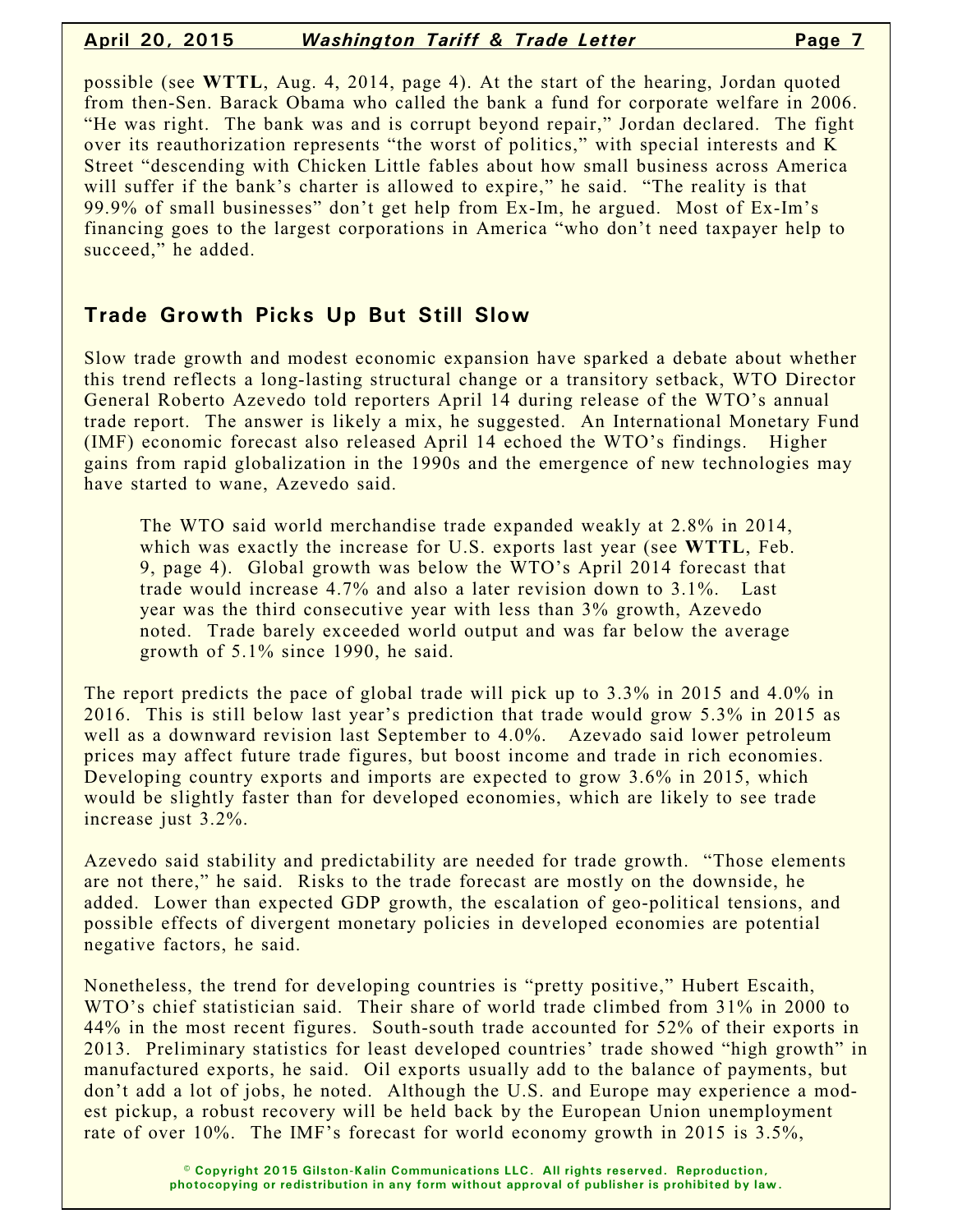possible (see **WTTL**, Aug. 4, 2014, page 4). At the start of the hearing, Jordan quoted from then-Sen. Barack Obama who called the bank a fund for corporate welfare in 2006. "He was right. The bank was and is corrupt beyond repair," Jordan declared. The fight over its reauthorization represents "the worst of politics," with special interests and K Street "descending with Chicken Little fables about how small business across America will suffer if the bank's charter is allowed to expire," he said. "The reality is that 99.9% of small businesses" don't get help from Ex-Im, he argued. Most of Ex-Im's financing goes to the largest corporations in America "who don't need taxpayer help to succeed," he added.

## Trade Growth Picks Up But Still Slow

Slow trade growth and modest economic expansion have sparked a debate about whether this trend reflects a long-lasting structural change or a transitory setback, WTO Director General Roberto Azevedo told reporters April 14 during release of the WTO's annual trade report. The answer is likely a mix, he suggested. An International Monetary Fund (IMF) economic forecast also released April 14 echoed the WTO's findings. Higher gains from rapid globalization in the 1990s and the emergence of new technologies may have started to wane, Azevedo said.

> The WTO said world merchandise trade expanded weakly at 2.8% in 2014, which was exactly the increase for U.S. exports last year (see **WTTL**, Feb. 9, page 4). Global growth was below the WTO's April 2014 forecast that trade would increase 4.7% and also a later revision down to 3.1%. Last year was the third consecutive year with less than 3% growth, Azevedo noted. Trade barely exceeded world output and was far below the average growth of 5.1% since 1990, he said.

The report predicts the pace of global trade will pick up to 3.3% in 2015 and 4.0% in 2016. This is still below last year's prediction that trade would grow 5.3% in 2015 as well as a downward revision last September to 4.0%. Azevado said lower petroleum prices may affect future trade figures, but boost income and trade in rich economies. Developing country exports and imports are expected to grow 3.6% in 2015, which would be slightly faster than for developed economies, which are likely to see trade increase just 3.2%.

Azevedo said stability and predictability are needed for trade growth. "Those elements are not there," he said. Risks to the trade forecast are mostly on the downside, he added. Lower than expected GDP growth, the escalation of geo-political tensions, and possible effects of divergent monetary policies in developed economies are potential negative factors, he said.

Nonetheless, the trend for developing countries is "pretty positive," Hubert Escaith, WTO's chief statistician said. Their share of world trade climbed from 31% in 2000 to 44% in the most recent figures. South-south trade accounted for 52% of their exports in 2013. Preliminary statistics for least developed countries' trade showed "high growth" in manufactured exports, he said. Oil exports usually add to the balance of payments, but don't add a lot of jobs, he noted. Although the U.S. and Europe may experience a modest pickup, a robust recovery will be held back by the European Union unemployment rate of over 10%. The IMF's forecast for world economy growth in 2015 is 3.5%,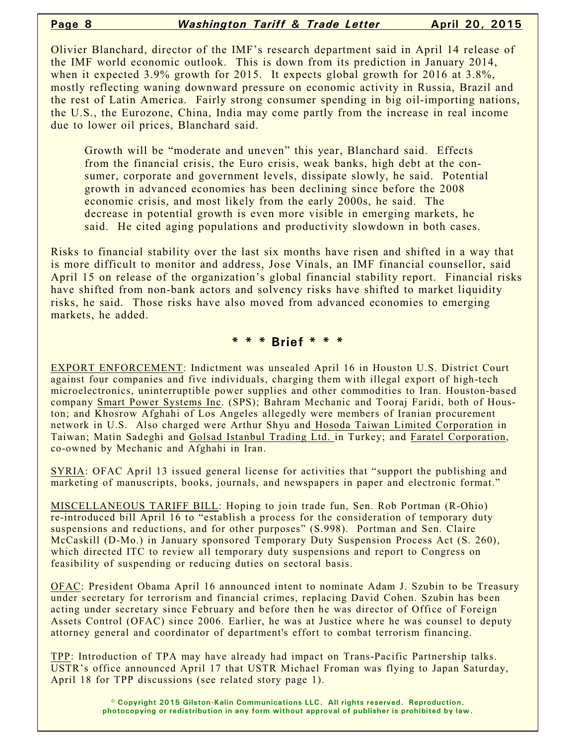Olivier Blanchard, director of the IMF's research department said in April 14 release of the IMF world economic outlook. This is down from its prediction in January 2014, when it expected 3.9% growth for 2015. It expects global growth for 2016 at 3.8%, mostly reflecting waning downward pressure on economic activity in Russia, Brazil and the rest of Latin America. Fairly strong consumer spending in big oil-importing nations, the U.S., the Eurozone, China, India may come partly from the increase in real income due to lower oil prices, Blanchard said.

> Growth will be "moderate and uneven" this year, Blanchard said. Effects from the financial crisis, the Euro crisis, weak banks, high debt at the consumer, corporate and government levels, dissipate slowly, he said. Potential growth in advanced economies has been declining since before the 2008 economic crisis, and most likely from the early 2000s, he said. The decrease in potential growth is even more visible in emerging markets, he said. He cited aging populations and productivity slowdown in both cases.

Risks to financial stability over the last six months have risen and shifted in a way that is more difficult to monitor and address, Jose Vinals, an IMF financial counsellor, said April 15 on release of the organization's global financial stability report. Financial risks have shifted from non-bank actors and solvency risks have shifted to market liquidity risks, he said. Those risks have also moved from advanced economies to emerging markets, he added.

## * * * Brief * * *

EXPORT ENFORCEMENT: Indictment was unsealed April 16 in Houston U.S. District Court against four companies and five individuals, charging them with illegal export of high-tech microelectronics, uninterruptible power supplies and other commodities to Iran. Houston-based company Smart Power Systems Inc. (SPS); Bahram Mechanic and Tooraj Faridi, both of Houston; and Khosrow Afghahi of Los Angeles allegedly were members of Iranian procurement network in U.S. Also charged were Arthur Shyu and Hosoda Taiwan Limited Corporation in Taiwan; Matin Sadeghi and Golsad Istanbul Trading Ltd. in Turkey; and Faratel Corporation, co-owned by Mechanic and Afghahi in Iran.

SYRIA: OFAC April 13 issued general license for activities that "support the publishing and marketing of manuscripts, books, journals, and newspapers in paper and electronic format."

MISCELLANEOUS TARIFF BILL: Hoping to join trade fun, Sen. Rob Portman (R-Ohio) re-introduced bill April 16 to "establish a process for the consideration of temporary duty suspensions and reductions, and for other purposes" (S.998). Portman and Sen. Claire McCaskill (D-Mo.) in January sponsored Temporary Duty Suspension Process Act (S. 260), which directed ITC to review all temporary duty suspensions and report to Congress on feasibility of suspending or reducing duties on sectoral basis.

OFAC: President Obama April 16 announced intent to nominate Adam J. Szubin to be Treasury under secretary for terrorism and financial crimes, replacing David Cohen. Szubin has been acting under secretary since February and before then he was director of Office of Foreign Assets Control (OFAC) since 2006. Earlier, he was at Justice where he was counsel to deputy attorney general and coordinator of department's effort to combat terrorism financing.

TPP: Introduction of TPA may have already had impact on Trans-Pacific Partnership talks. USTR's office announced April 17 that USTR Michael Froman was flying to Japan Saturday, April 18 for TPP discussions (see related story page 1).

**© Copyright 2015 Gilston-Kalin Communications LLC. All rights reserved. Reproduction, photocopying or redistribution in any form without approval of publisher is prohibited by law.**